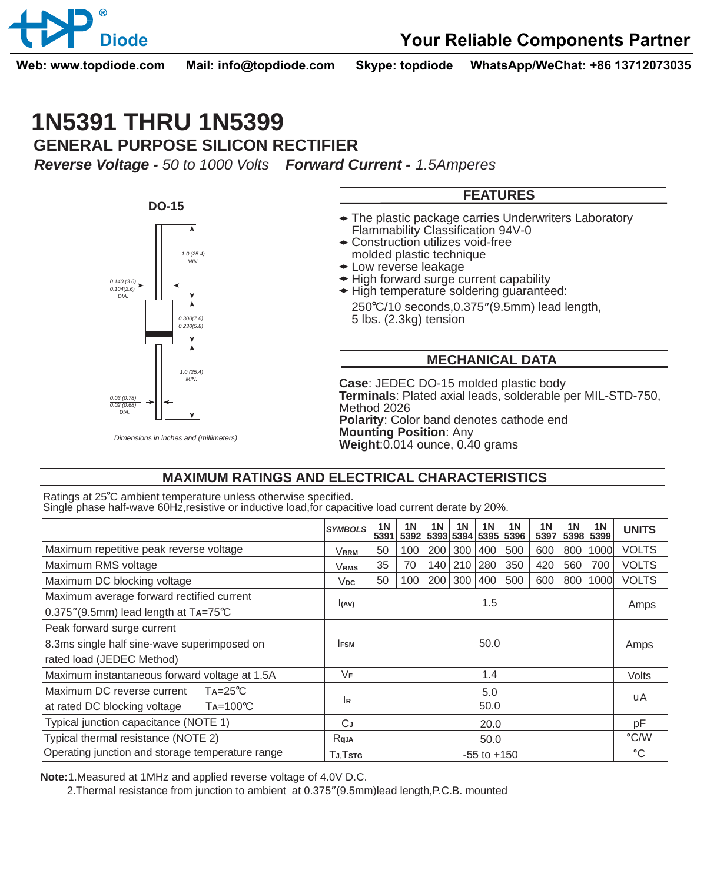Diode

**Your Reliable Components Partner**

**Web: www.topdiode.com** **Mail: info@topdiode.com** **Skype: topdiode** **WhatsApp/WeChat: +86 13712073035**

# 1N5391 THRU 1N5399

## GENERAL PURPOSE SILICON RECTIFIER

***Reverse Voltage -*** *50 to 1000 Volts* ***Forward Current -*** *1.5Amperes*

**DO-15**

1.0 (25.4) MIN.

0.140 (3.6) / 0.104(2.6) DIA.

0.300(7.6) / 0.230(5.8)

1.0 (25.4) MIN.

0.03 (0.78) / 0.02 (0.68) DIA.

*Dimensions in inches and (millimeters)*

### FEATURES

- The plastic package carries Underwriters Laboratory Flammability Classification 94V-0
- Construction utilizes void-free molded plastic technique
- Low reverse leakage
- High forward surge current capability
- High temperature soldering guaranteed: 250℃/10 seconds,0.375″(9.5mm) lead length, 5 lbs. (2.3kg) tension

### MECHANICAL DATA

**Case**: JEDEC DO-15 molded plastic body
**Terminals**: Plated axial leads, solderable per MIL-STD-750, Method 2026
**Polarity**: Color band denotes cathode end
**Mounting Position**: Any
**Weight**:0.014 ounce, 0.40 grams

### MAXIMUM RATINGS AND ELECTRICAL CHARACTERISTICS

Ratings at 25℃ ambient temperature unless otherwise specified.
Single phase half-wave 60Hz,resistive or inductive load,for capacitive load current derate by 20%.

| | *SYMBOLS* | 1N 5391 | 1N 5392 | 1N 5393 | 1N 5394 | 1N 5395 | 1N 5396 | 1N 5397 | 1N 5398 | 1N 5399 | UNITS |
|---|---|---|---|---|---|---|---|---|---|---|---|
| Maximum repetitive peak reverse voltage | $V_{RRM}$ | 50 | 100 | 200 | 300 | 400 | 500 | 600 | 800 | 1000 | VOLTS |
| Maximum RMS voltage | $V_{RMS}$ | 35 | 70 | 140 | 210 | 280 | 350 | 420 | 560 | 700 | VOLTS |
| Maximum DC blocking voltage | $V_{DC}$ | 50 | 100 | 200 | 300 | 400 | 500 | 600 | 800 | 1000 | VOLTS |
| Maximum average forward rectified current 0.375″(9.5mm) lead length at $T_A$=75℃ | $I_{(AV)}$ | 1.5 | | | | | | | | | Amps |
| Peak forward surge current 8.3ms single half sine-wave superimposed on rated load (JEDEC Method) | $I_{FSM}$ | 50.0 | | | | | | | | | Amps |
| Maximum instantaneous forward voltage at 1.5A | $V_F$ | 1.4 | | | | | | | | | Volts |
| Maximum DC reverse current $T_A$=25℃ at rated DC blocking voltage $T_A$=100℃ | $I_R$ | 5.0 / 50.0 | | | | | | | | | uA |
| Typical junction capacitance (NOTE 1) | $C_J$ | 20.0 | | | | | | | | | pF |
| Typical thermal resistance (NOTE 2) | $R_{\theta JA}$ | 50.0 | | | | | | | | | °C/W |
| Operating junction and storage temperature range | $T_J$,$T_{STG}$ | -55 to +150 | | | | | | | | | °C |

**Note:**1.Measured at 1MHz and applied reverse voltage of 4.0V D.C.
2.Thermal resistance from junction to ambient at 0.375″(9.5mm)lead length,P.C.B. mounted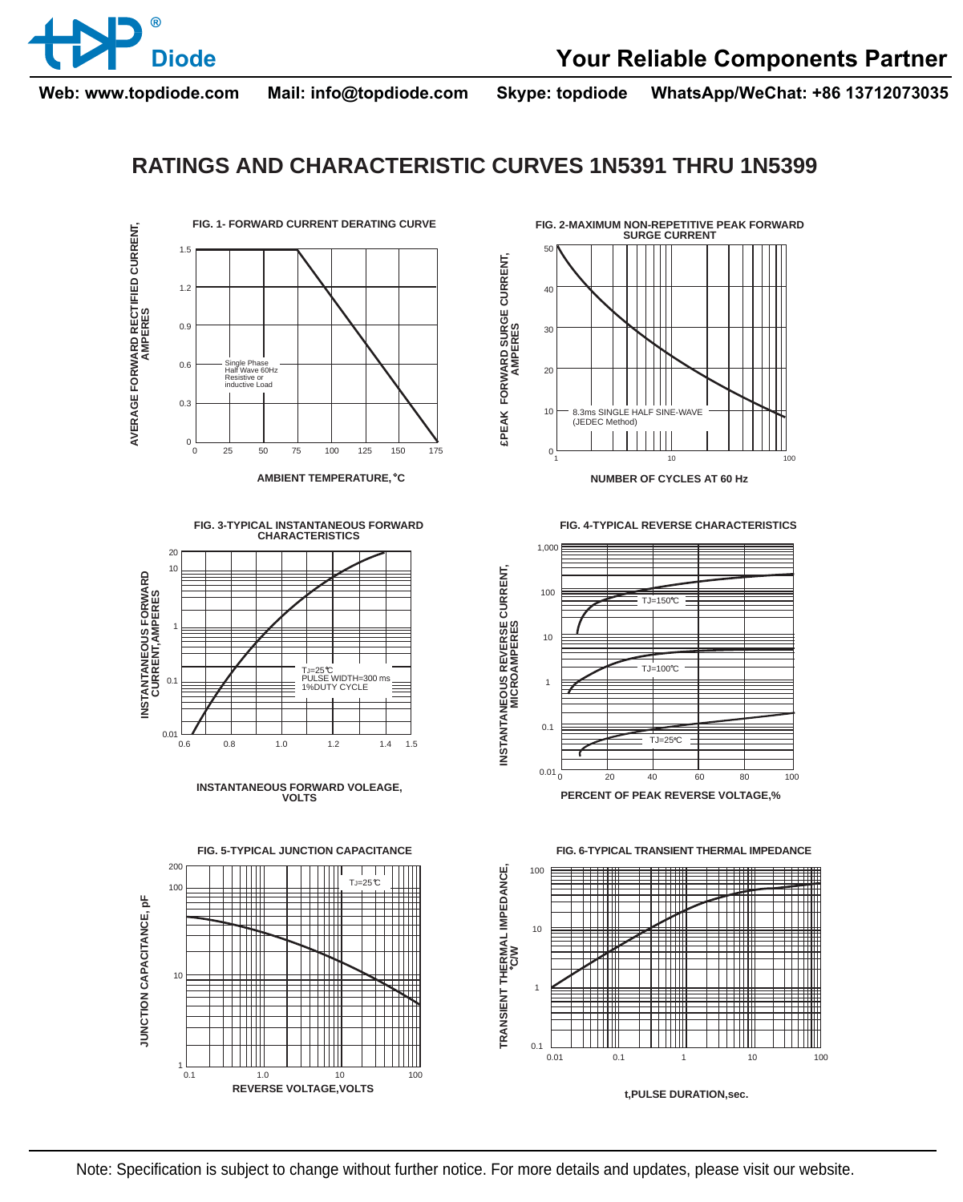# RATINGS AND CHARACTERISTIC CURVES 1N5391 THRU 1N5399

### FIG. 1- FORWARD CURRENT DERATING CURVE

AVERAGE FORWARD RECTIFIED CURRENT, AMPERES

1.5
1.2
0.9
0.6
0.3
0

Single Phase
Half Wave 60Hz
Resistive or
inductive Load

0 25 50 75 100 125 150 175

AMBIENT TEMPERATURE,°C

### FIG. 2-MAXIMUM NON-REPETITIVE PEAK FORWARD SURGE CURRENT

£PEAK FORWARD SURGE CURRENT, AMPERES

50
40
30
20
10
0

8.3ms SINGLE HALF SINE-WAVE
(JEDEC Method)

1 10 100

NUMBER OF CYCLES AT 60 Hz

### FIG. 3-TYPICAL INSTANTANEOUS FORWARD CHARACTERISTICS

INSTANTANEOUS FORWARD CURRENT,AMPERES

20
10
1
0.1
0.01

TJ=25℃
PULSE WIDTH=300 ms
1%DUTY CYCLE

0.6 0.8 1.0 1.2 1.4 1.5

INSTANTANEOUS FORWARD VOLEAGE, VOLTS

### FIG. 4-TYPICAL REVERSE CHARACTERISTICS

INSTANTANEOUS REVERSE CURRENT, MICROAMPERES

1,000
100
10
1
0.1
0.01

TJ=150℃
TJ=100℃
TJ=25℃

0 20 40 60 80 100

PERCENT OF PEAK REVERSE VOLTAGE,%

### FIG. 5-TYPICAL JUNCTION CAPACITANCE

JUNCTION CAPACITANCE, pF

200
100
10
1

TJ=25℃

0.1 1.0 10 100

REVERSE VOLTAGE,VOLTS

### FIG. 6-TYPICAL TRANSIENT THERMAL IMPEDANCE

TRANSIENT THERMAL IMPEDANCE, ℃/W

100
10
1
0.1

0.01 0.1 1 10 100

t,PULSE DURATION,sec.

Note: Specification is subject to change without further notice. For more details and updates, please visit our website.